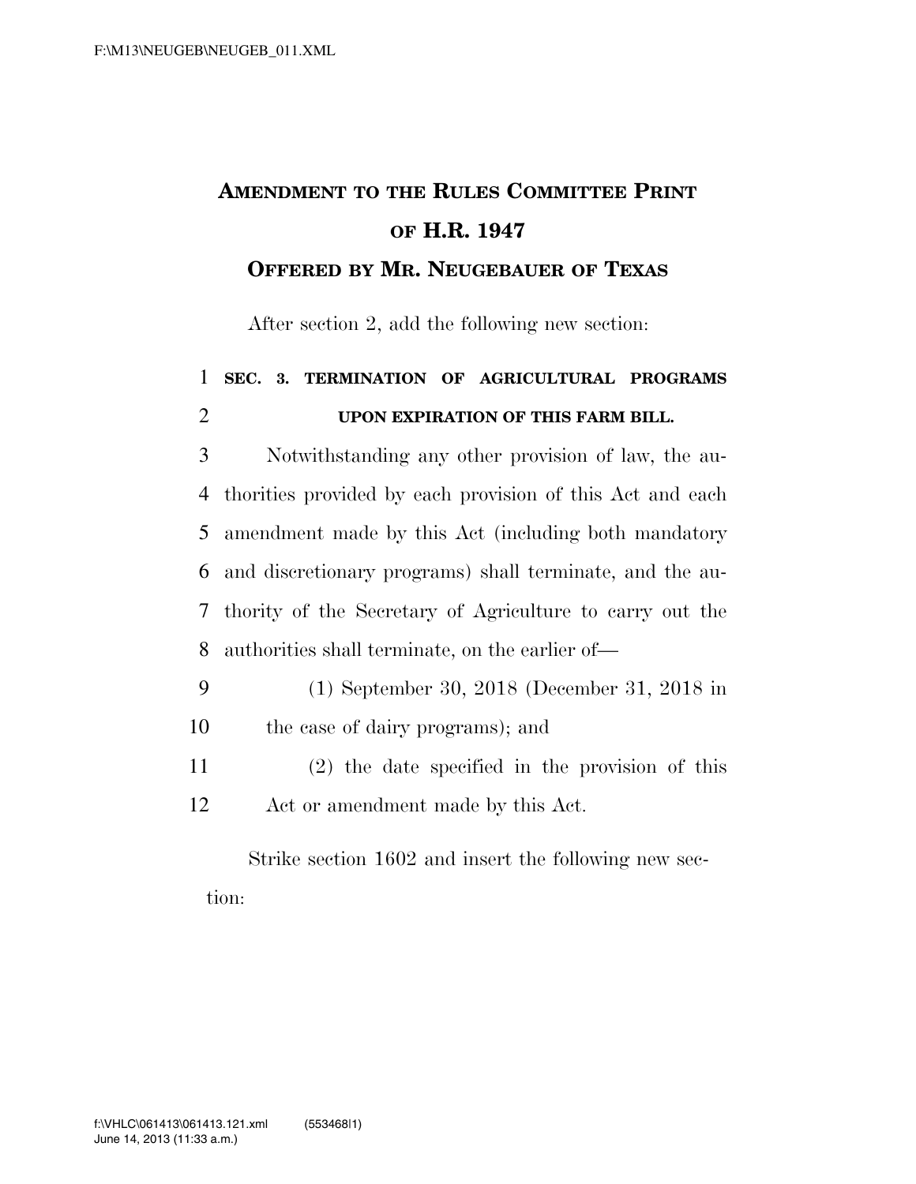# AMENDMENT TO THE RULES COMMITTEE PRINT OF H.R. 1947

## OFFERED BY MR. NEUGEBAUER OF TEXAS

After section 2, add the following new section:

**SEC. 3. TERMINATION OF AGRICULTURAL PROGRAMS UPON EXPIRATION OF THIS FARM BILL.**

Notwithstanding any other provision of law, the authorities provided by each provision of this Act and each amendment made by this Act (including both mandatory and discretionary programs) shall terminate, and the authority of the Secretary of Agriculture to carry out the authorities shall terminate, on the earlier of—

(1) September 30, 2018 (December 31, 2018 in the case of dairy programs); and

(2) the date specified in the provision of this Act or amendment made by this Act.

Strike section 1602 and insert the following new section: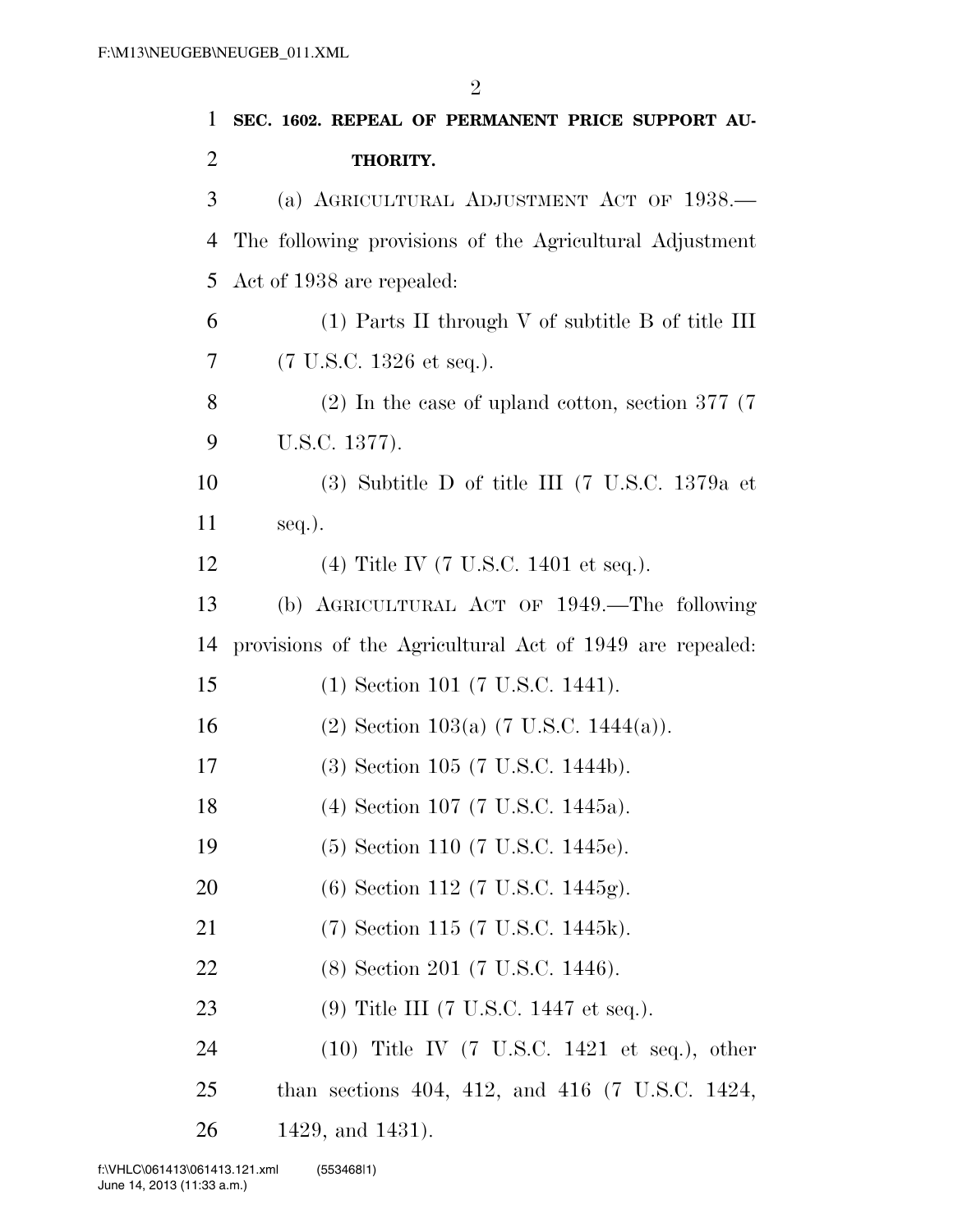**SEC. 1602. REPEAL OF PERMANENT PRICE SUPPORT AUTHORITY.**

(a) AGRICULTURAL ADJUSTMENT ACT OF 1938.—The following provisions of the Agricultural Adjustment Act of 1938 are repealed:

(1) Parts II through V of subtitle B of title III (7 U.S.C. 1326 et seq.).

(2) In the case of upland cotton, section 377 (7 U.S.C. 1377).

(3) Subtitle D of title III (7 U.S.C. 1379a et seq.).

(4) Title IV (7 U.S.C. 1401 et seq.).

(b) AGRICULTURAL ACT OF 1949.—The following provisions of the Agricultural Act of 1949 are repealed:

(1) Section 101 (7 U.S.C. 1441).

(2) Section 103(a) (7 U.S.C. 1444(a)).

(3) Section 105 (7 U.S.C. 1444b).

(4) Section 107 (7 U.S.C. 1445a).

(5) Section 110 (7 U.S.C. 1445e).

(6) Section 112 (7 U.S.C. 1445g).

(7) Section 115 (7 U.S.C. 1445k).

(8) Section 201 (7 U.S.C. 1446).

(9) Title III (7 U.S.C. 1447 et seq.).

(10) Title IV (7 U.S.C. 1421 et seq.), other than sections 404, 412, and 416 (7 U.S.C. 1424, 1429, and 1431).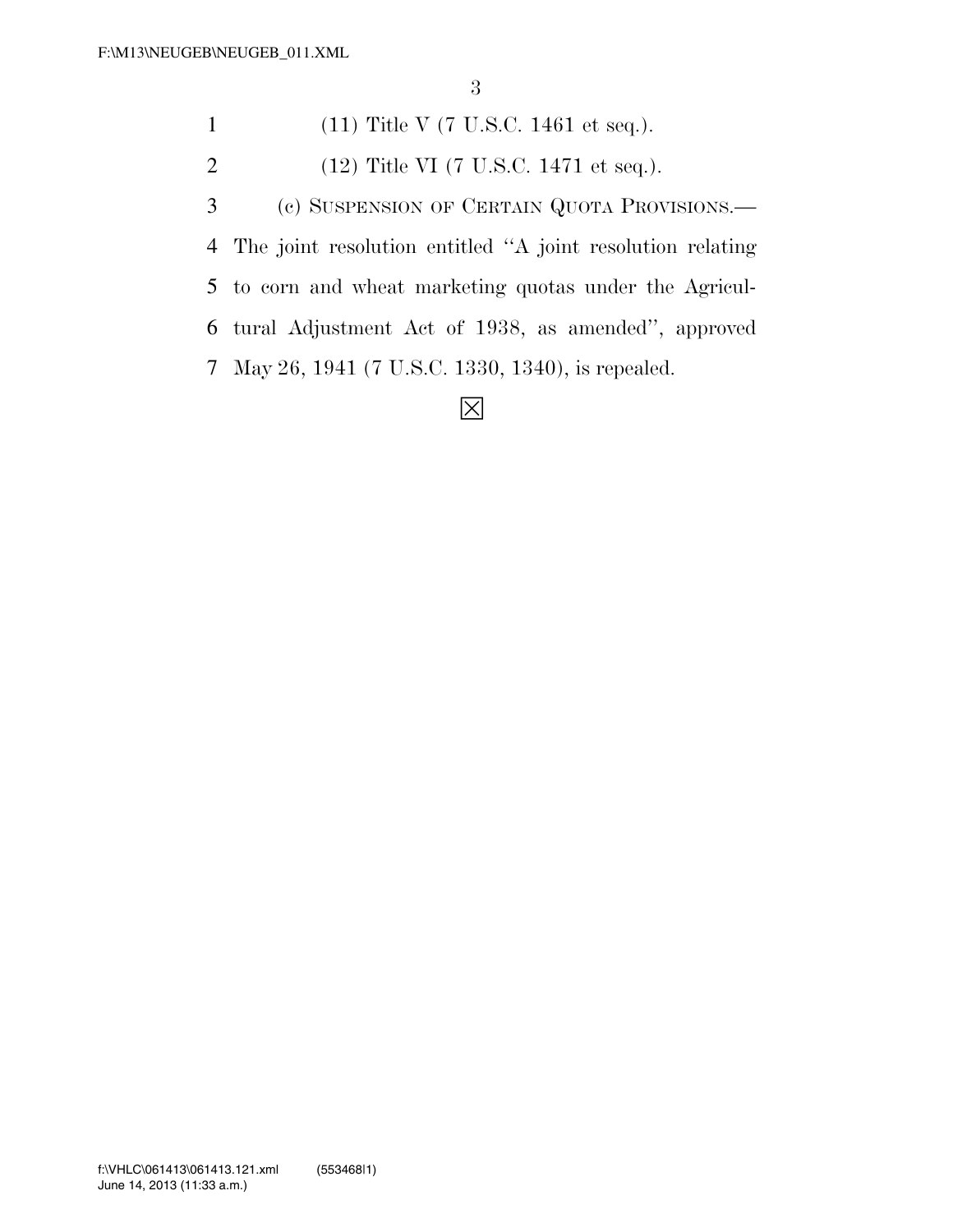(11) Title V (7 U.S.C. 1461 et seq.).

(12) Title VI (7 U.S.C. 1471 et seq.).

(c) SUSPENSION OF CERTAIN QUOTA PROVISIONS.—The joint resolution entitled "A joint resolution relating to corn and wheat marketing quotas under the Agricultural Adjustment Act of 1938, as amended", approved May 26, 1941 (7 U.S.C. 1330, 1340), is repealed.